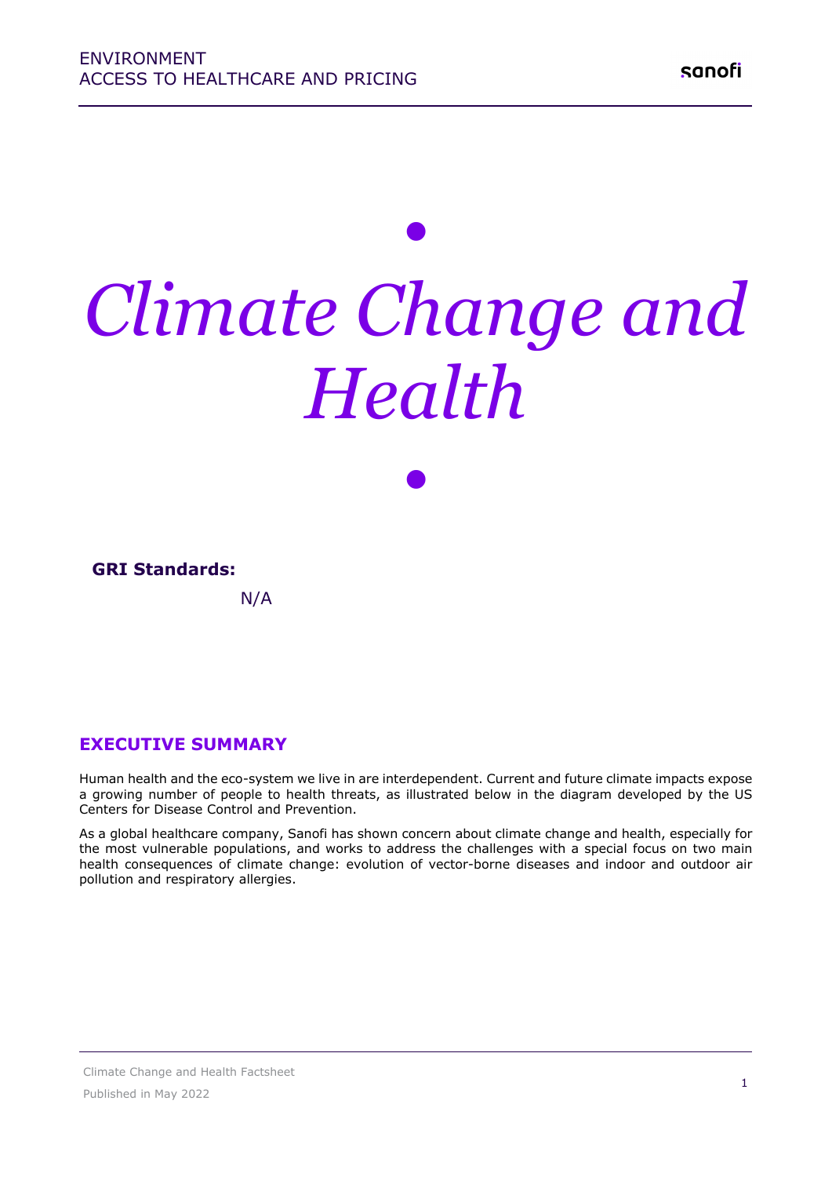# *Climate Change and Health*

**GRI Standards:**

N/A

## EXECUTIVE SUMMARY

Human health and the eco-system we live in are interdependent. Current and future climate impacts expose a growing number of people to health threats, as illustrated below in the diagram developed by the US Centers for Disease Control and Prevention.

As a global healthcare company, Sanofi has shown concern about climate change and health, especially for the most vulnerable populations, and works to address the challenges with a special focus on two main health consequences of climate change: evolution of vector-borne diseases and indoor and outdoor air pollution and respiratory allergies.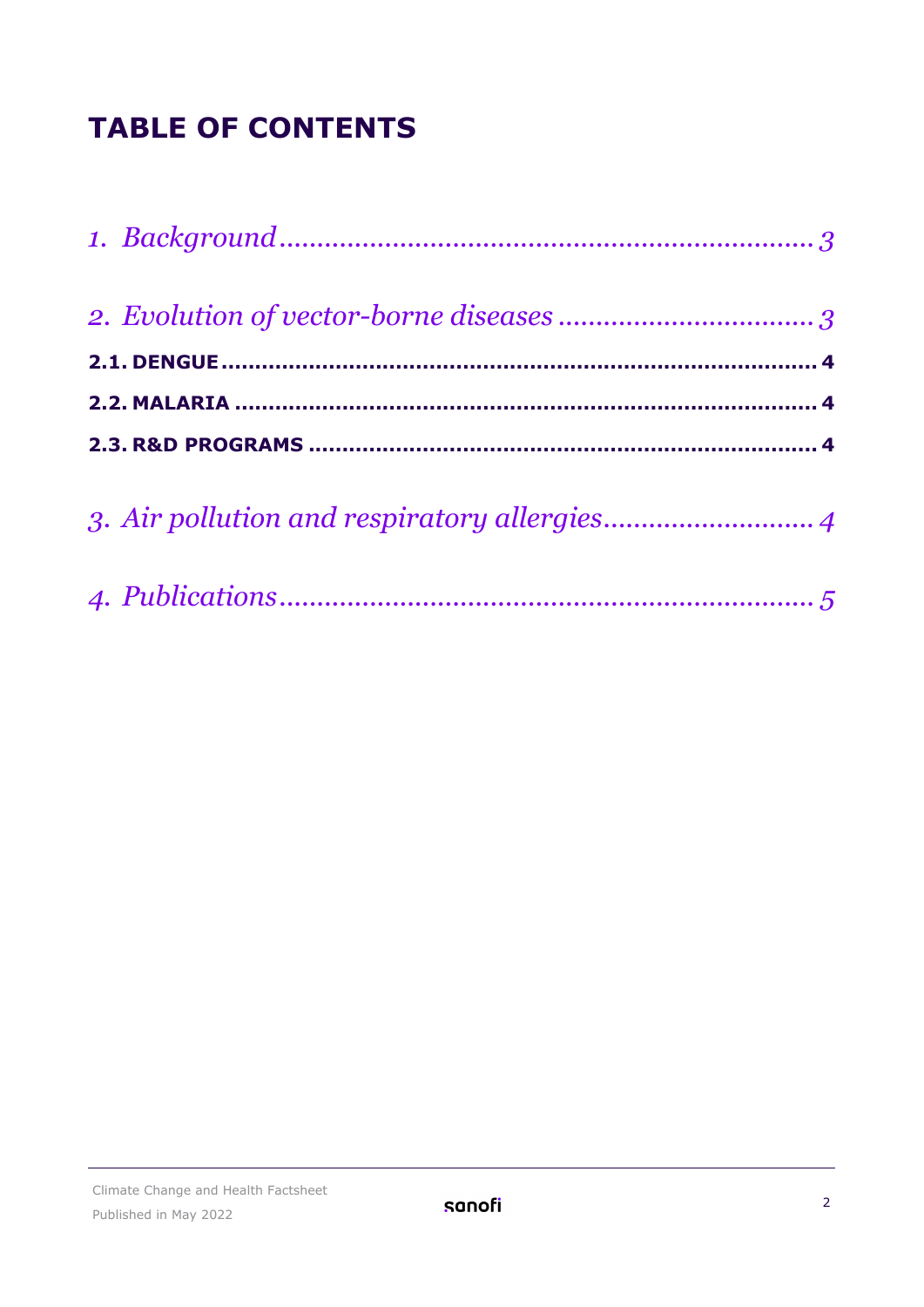# TABLE OF CONTENTS

*1. Background ........................................................ 3*

*2. Evolution of vector-borne diseases ................................ 3*

**2.1. DENGUE ........................................................ 4**

**2.2. MALARIA ....................................................... 4**

**2.3. R&D PROGRAMS .................................................. 4**

*3. Air pollution and respiratory allergies ........................... 4*

*4. Publications ...................................................... 5*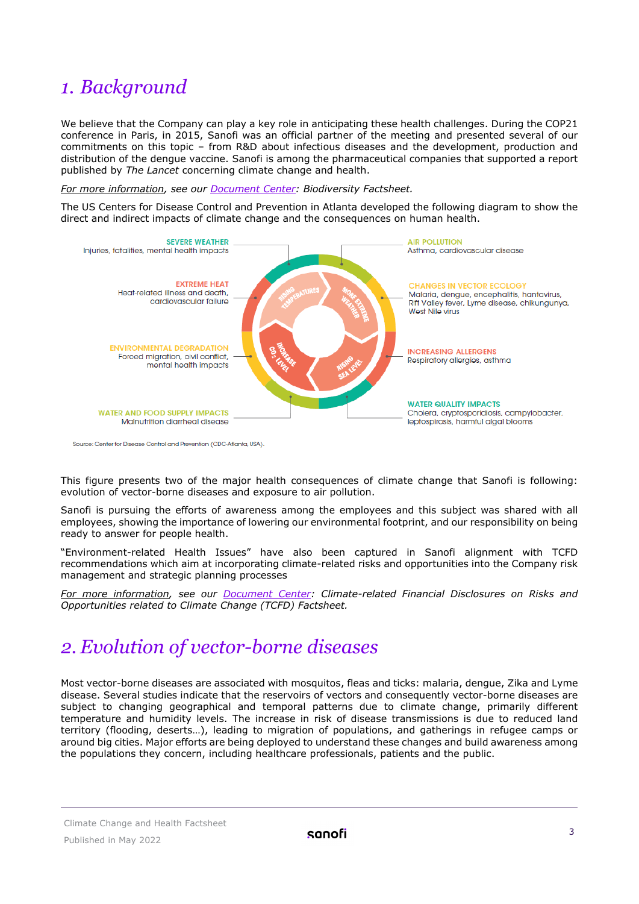# 1. Background

We believe that the Company can play a key role in anticipating these health challenges. During the COP21 conference in Paris, in 2015, Sanofi was an official partner of the meeting and presented several of our commitments on this topic – from R&D about infectious diseases and the development, production and distribution of the dengue vaccine. Sanofi is among the pharmaceutical companies that supported a report published by *The Lancet* concerning climate change and health.

*For more information, see our Document Center: Biodiversity Factsheet.*

The US Centers for Disease Control and Prevention in Atlanta developed the following diagram to show the direct and indirect impacts of climate change and the consequences on human health.

SEVERE WEATHER
Injuries, fatalities, mental health impacts

EXTREME HEAT
Heat-related illness and death, cardiovascular failure

ENVIRONMENTAL DEGRADATION
Forced migration, civil conflict, mental health impacts

WATER AND FOOD SUPPLY IMPACTS
Malnutrition diarrheal disease

AIR POLLUTION
Asthma, cardiovascular disease

CHANGES IN VECTOR ECOLOGY
Malaria, dengue, encephalitis, hantavirus, Rift Valley fever, Lyme disease, chikungunya, West Nile virus

INCREASING ALLERGENS
Respiratory allergies, asthma

WATER QUALITY IMPACTS
Cholera, cryptosporidiosis, campylobacter, leptospirosis, harmful algal blooms

RISING TEMPERATURES — MORE EXTREME WEATHER — RISING SEA LEVEL — INCREASE $CO_2$ LEVEL

Source: Center for Disease Control and Prevention (CDC-Atlanta, USA).

This figure presents two of the major health consequences of climate change that Sanofi is following: evolution of vector-borne diseases and exposure to air pollution.

Sanofi is pursuing the efforts of awareness among the employees and this subject was shared with all employees, showing the importance of lowering our environmental footprint, and our responsibility on being ready to answer for people health.

"Environment-related Health Issues" have also been captured in Sanofi alignment with TCFD recommendations which aim at incorporating climate-related risks and opportunities into the Company risk management and strategic planning processes

*For more information, see our Document Center: Climate-related Financial Disclosures on Risks and Opportunities related to Climate Change (TCFD) Factsheet.*

# 2. Evolution of vector-borne diseases

Most vector-borne diseases are associated with mosquitos, fleas and ticks: malaria, dengue, Zika and Lyme disease. Several studies indicate that the reservoirs of vectors and consequently vector-borne diseases are subject to changing geographical and temporal patterns due to climate change, primarily different temperature and humidity levels. The increase in risk of disease transmissions is due to reduced land territory (flooding, deserts…), leading to migration of populations, and gatherings in refugee camps or around big cities. Major efforts are being deployed to understand these changes and build awareness among the populations they concern, including healthcare professionals, patients and the public.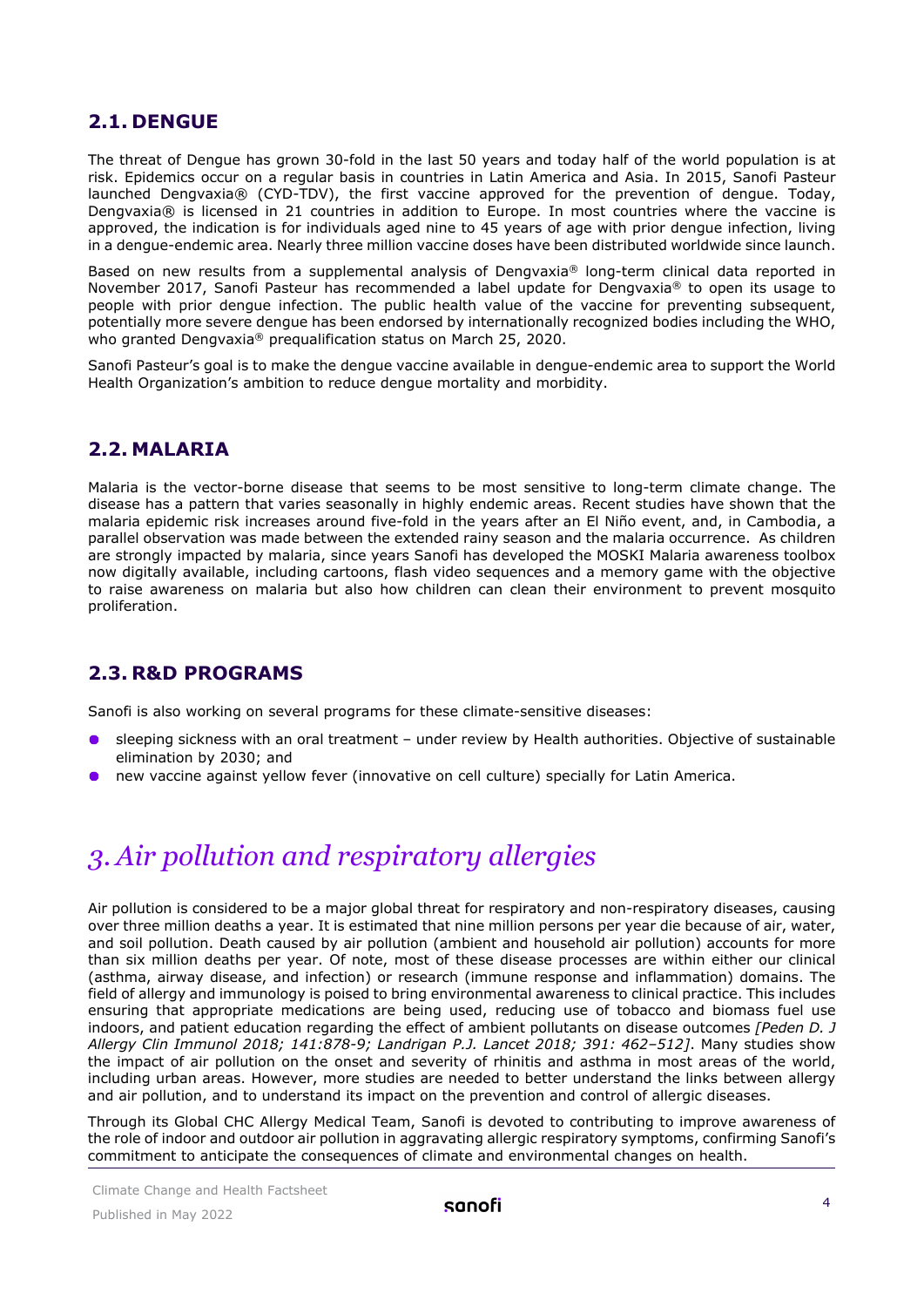## 2.1. DENGUE

The threat of Dengue has grown 30-fold in the last 50 years and today half of the world population is at risk. Epidemics occur on a regular basis in countries in Latin America and Asia. In 2015, Sanofi Pasteur launched Dengvaxia® (CYD-TDV), the first vaccine approved for the prevention of dengue. Today, Dengvaxia® is licensed in 21 countries in addition to Europe. In most countries where the vaccine is approved, the indication is for individuals aged nine to 45 years of age with prior dengue infection, living in a dengue-endemic area. Nearly three million vaccine doses have been distributed worldwide since launch.

Based on new results from a supplemental analysis of Dengvaxia® long-term clinical data reported in November 2017, Sanofi Pasteur has recommended a label update for Dengvaxia® to open its usage to people with prior dengue infection. The public health value of the vaccine for preventing subsequent, potentially more severe dengue has been endorsed by internationally recognized bodies including the WHO, who granted Dengvaxia® prequalification status on March 25, 2020.

Sanofi Pasteur's goal is to make the dengue vaccine available in dengue-endemic area to support the World Health Organization's ambition to reduce dengue mortality and morbidity.

## 2.2. MALARIA

Malaria is the vector-borne disease that seems to be most sensitive to long-term climate change. The disease has a pattern that varies seasonally in highly endemic areas. Recent studies have shown that the malaria epidemic risk increases around five-fold in the years after an El Niño event, and, in Cambodia, a parallel observation was made between the extended rainy season and the malaria occurrence. As children are strongly impacted by malaria, since years Sanofi has developed the MOSKI Malaria awareness toolbox now digitally available, including cartoons, flash video sequences and a memory game with the objective to raise awareness on malaria but also how children can clean their environment to prevent mosquito proliferation.

## 2.3. R&D PROGRAMS

Sanofi is also working on several programs for these climate-sensitive diseases:

- sleeping sickness with an oral treatment – under review by Health authorities. Objective of sustainable elimination by 2030; and
- new vaccine against yellow fever (innovative on cell culture) specially for Latin America.

# *3. Air pollution and respiratory allergies*

Air pollution is considered to be a major global threat for respiratory and non-respiratory diseases, causing over three million deaths a year. It is estimated that nine million persons per year die because of air, water, and soil pollution. Death caused by air pollution (ambient and household air pollution) accounts for more than six million deaths per year. Of note, most of these disease processes are within either our clinical (asthma, airway disease, and infection) or research (immune response and inflammation) domains. The field of allergy and immunology is poised to bring environmental awareness to clinical practice. This includes ensuring that appropriate medications are being used, reducing use of tobacco and biomass fuel use indoors, and patient education regarding the effect of ambient pollutants on disease outcomes *[Peden D. J Allergy Clin Immunol 2018; 141:878-9; Landrigan P.J. Lancet 2018; 391: 462–512]*. Many studies show the impact of air pollution on the onset and severity of rhinitis and asthma in most areas of the world, including urban areas. However, more studies are needed to better understand the links between allergy and air pollution, and to understand its impact on the prevention and control of allergic diseases.

Through its Global CHC Allergy Medical Team, Sanofi is devoted to contributing to improve awareness of the role of indoor and outdoor air pollution in aggravating allergic respiratory symptoms, confirming Sanofi's commitment to anticipate the consequences of climate and environmental changes on health.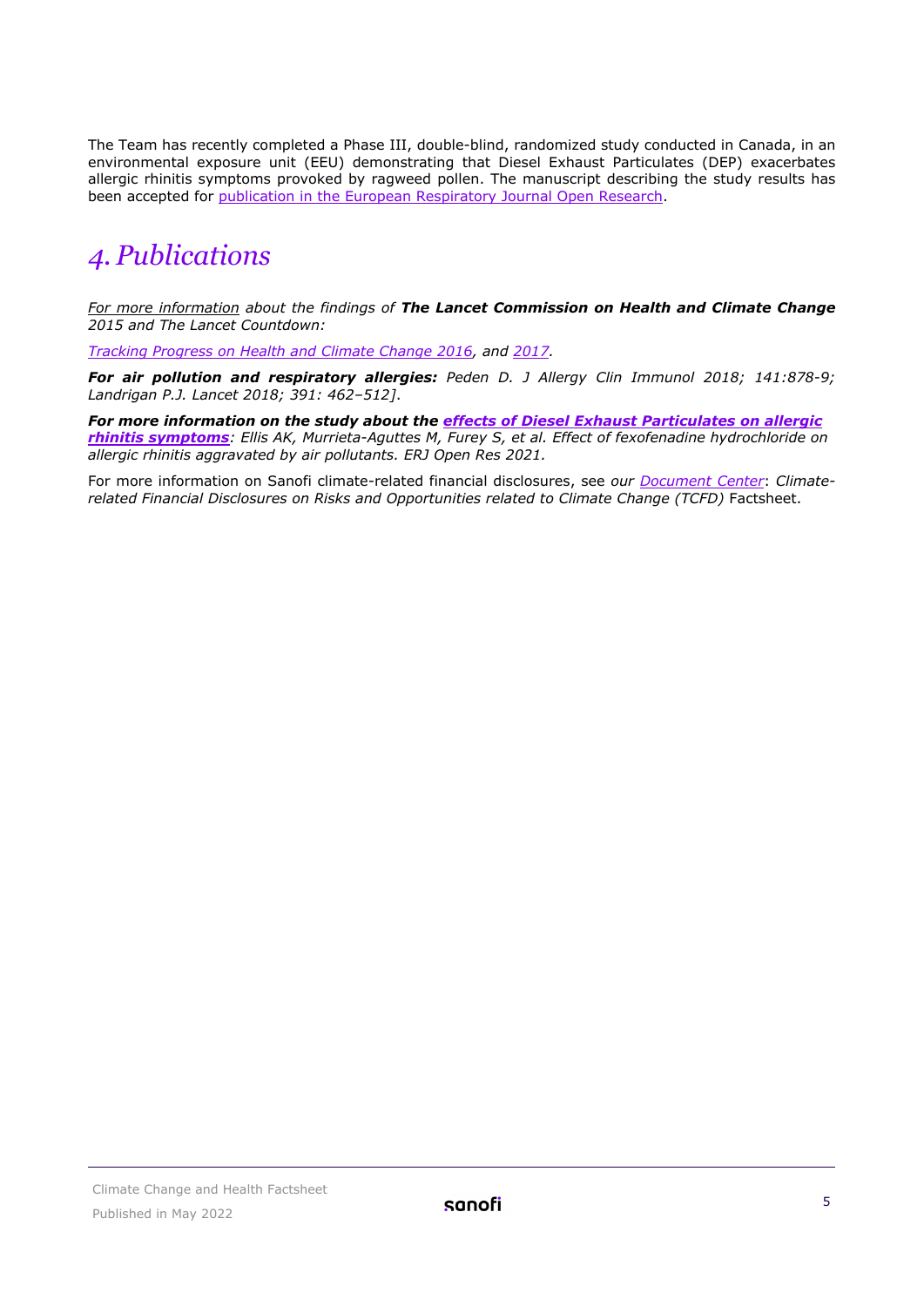The Team has recently completed a Phase III, double-blind, randomized study conducted in Canada, in an environmental exposure unit (EEU) demonstrating that Diesel Exhaust Particulates (DEP) exacerbates allergic rhinitis symptoms provoked by ragweed pollen. The manuscript describing the study results has been accepted for publication in the European Respiratory Journal Open Research.

# 4. Publications

*For more information about the findings of **The Lancet Commission on Health and Climate Change** 2015 and The Lancet Countdown:*

*Tracking Progress on Health and Climate Change 2016, and 2017.*

***For air pollution and respiratory allergies:** Peden D. J Allergy Clin Immunol 2018; 141:878-9; Landrigan P.J. Lancet 2018; 391: 462–512].*

***For more information on the study about the effects of Diesel Exhaust Particulates on allergic rhinitis symptoms**: Ellis AK, Murrieta-Aguttes M, Furey S, et al. Effect of fexofenadine hydrochloride on allergic rhinitis aggravated by air pollutants. ERJ Open Res 2021.*

For more information on Sanofi climate-related financial disclosures, see *our Document Center*: *Climate-related Financial Disclosures on Risks and Opportunities related to Climate Change (TCFD)* Factsheet.